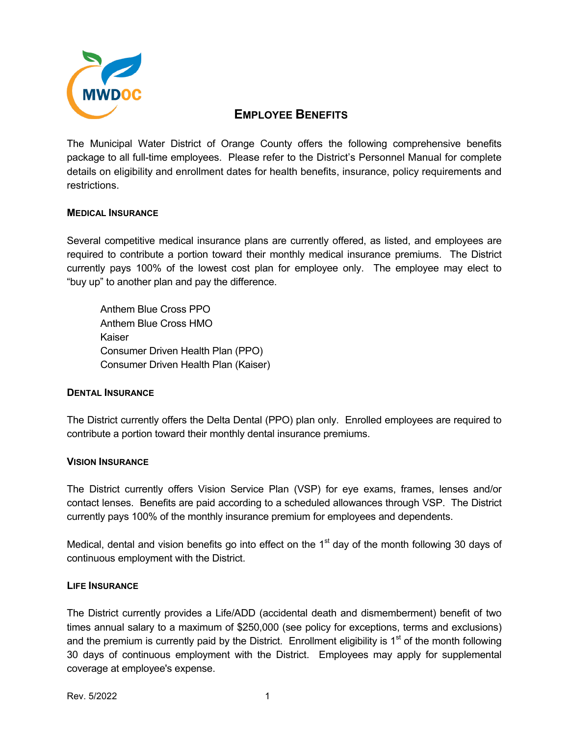# EMPLOYEE BENEFITS

The Municipal Water District of Orange County offers the following comprehensive benefits package to all full-time employees. Please refer to the District's Personnel Manual for complete details on eligibility and enrollment dates for health benefits, insurance, policy requirements and restrictions.

### MEDICAL INSURANCE

Several competitive medical insurance plans are currently offered, as listed, and employees are required to contribute a portion toward their monthly medical insurance premiums. The District currently pays 100% of the lowest cost plan for employee only. The employee may elect to "buy up" to another plan and pay the difference.

- Anthem Blue Cross PPO
- Anthem Blue Cross HMO
- Kaiser
- Consumer Driven Health Plan (PPO)
- Consumer Driven Health Plan (Kaiser)

### DENTAL INSURANCE

The District currently offers the Delta Dental (PPO) plan only. Enrolled employees are required to contribute a portion toward their monthly dental insurance premiums.

### VISION INSURANCE

The District currently offers Vision Service Plan (VSP) for eye exams, frames, lenses and/or contact lenses. Benefits are paid according to a scheduled allowances through VSP. The District currently pays 100% of the monthly insurance premium for employees and dependents.

Medical, dental and vision benefits go into effect on the 1st day of the month following 30 days of continuous employment with the District.

### LIFE INSURANCE

The District currently provides a Life/ADD (accidental death and dismemberment) benefit of two times annual salary to a maximum of $250,000 (see policy for exceptions, terms and exclusions) and the premium is currently paid by the District. Enrollment eligibility is 1st of the month following 30 days of continuous employment with the District. Employees may apply for supplemental coverage at employee's expense.

Rev. 5/2022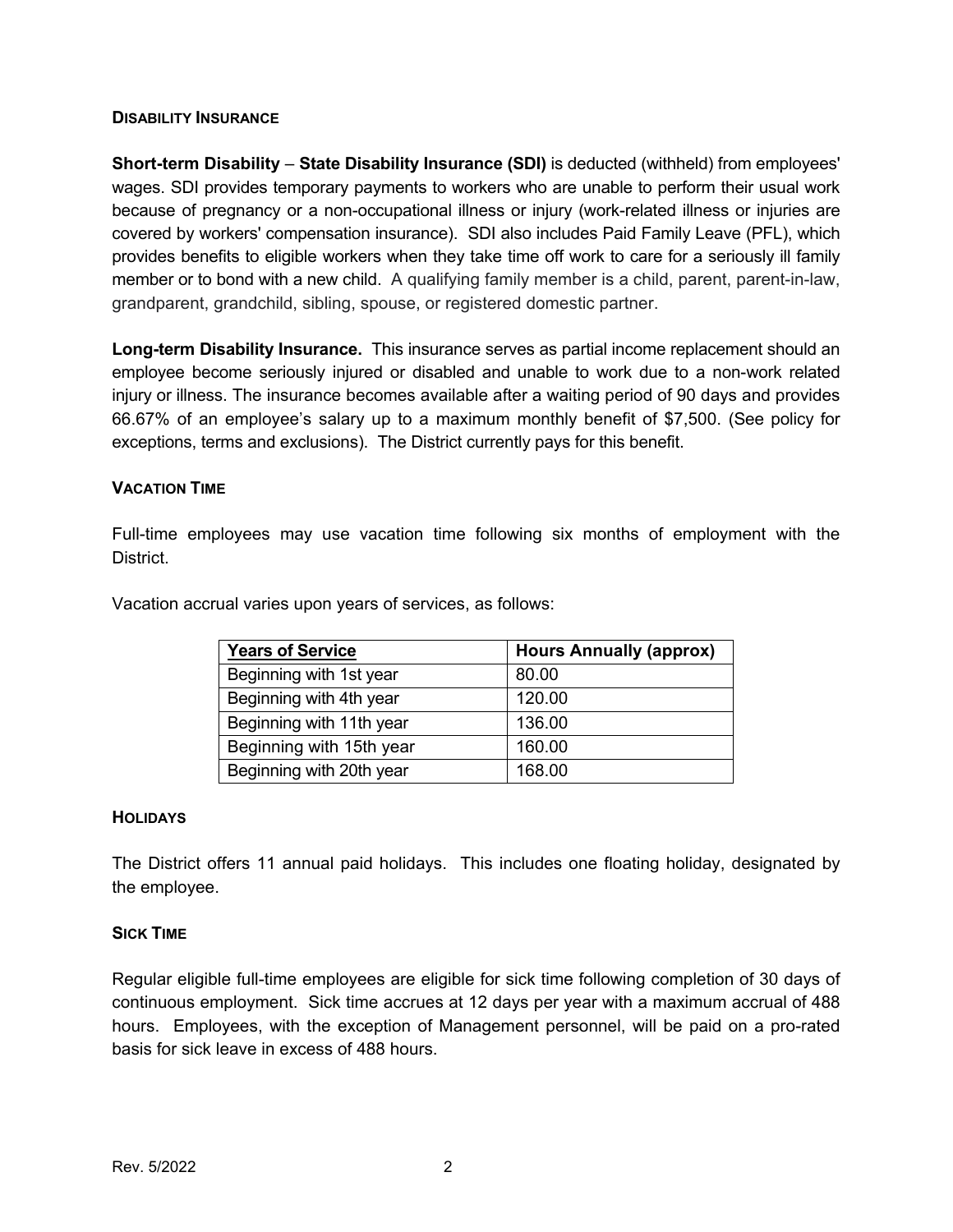## DISABILITY INSURANCE

**Short-term Disability** – **State Disability Insurance (SDI)** is deducted (withheld) from employees' wages. SDI provides temporary payments to workers who are unable to perform their usual work because of pregnancy or a non-occupational illness or injury (work-related illness or injuries are covered by workers' compensation insurance). SDI also includes Paid Family Leave (PFL), which provides benefits to eligible workers when they take time off work to care for a seriously ill family member or to bond with a new child. A qualifying family member is a child, parent, parent-in-law, grandparent, grandchild, sibling, spouse, or registered domestic partner.

**Long-term Disability Insurance.** This insurance serves as partial income replacement should an employee become seriously injured or disabled and unable to work due to a non-work related injury or illness. The insurance becomes available after a waiting period of 90 days and provides 66.67% of an employee's salary up to a maximum monthly benefit of $7,500. (See policy for exceptions, terms and exclusions). The District currently pays for this benefit.

## VACATION TIME

Full-time employees may use vacation time following six months of employment with the District.

Vacation accrual varies upon years of services, as follows:

| Years of Service | Hours Annually (approx) |
|---|---|
| Beginning with 1st year | 80.00 |
| Beginning with 4th year | 120.00 |
| Beginning with 11th year | 136.00 |
| Beginning with 15th year | 160.00 |
| Beginning with 20th year | 168.00 |

## HOLIDAYS

The District offers 11 annual paid holidays. This includes one floating holiday, designated by the employee.

## SICK TIME

Regular eligible full-time employees are eligible for sick time following completion of 30 days of continuous employment. Sick time accrues at 12 days per year with a maximum accrual of 488 hours. Employees, with the exception of Management personnel, will be paid on a pro-rated basis for sick leave in excess of 488 hours.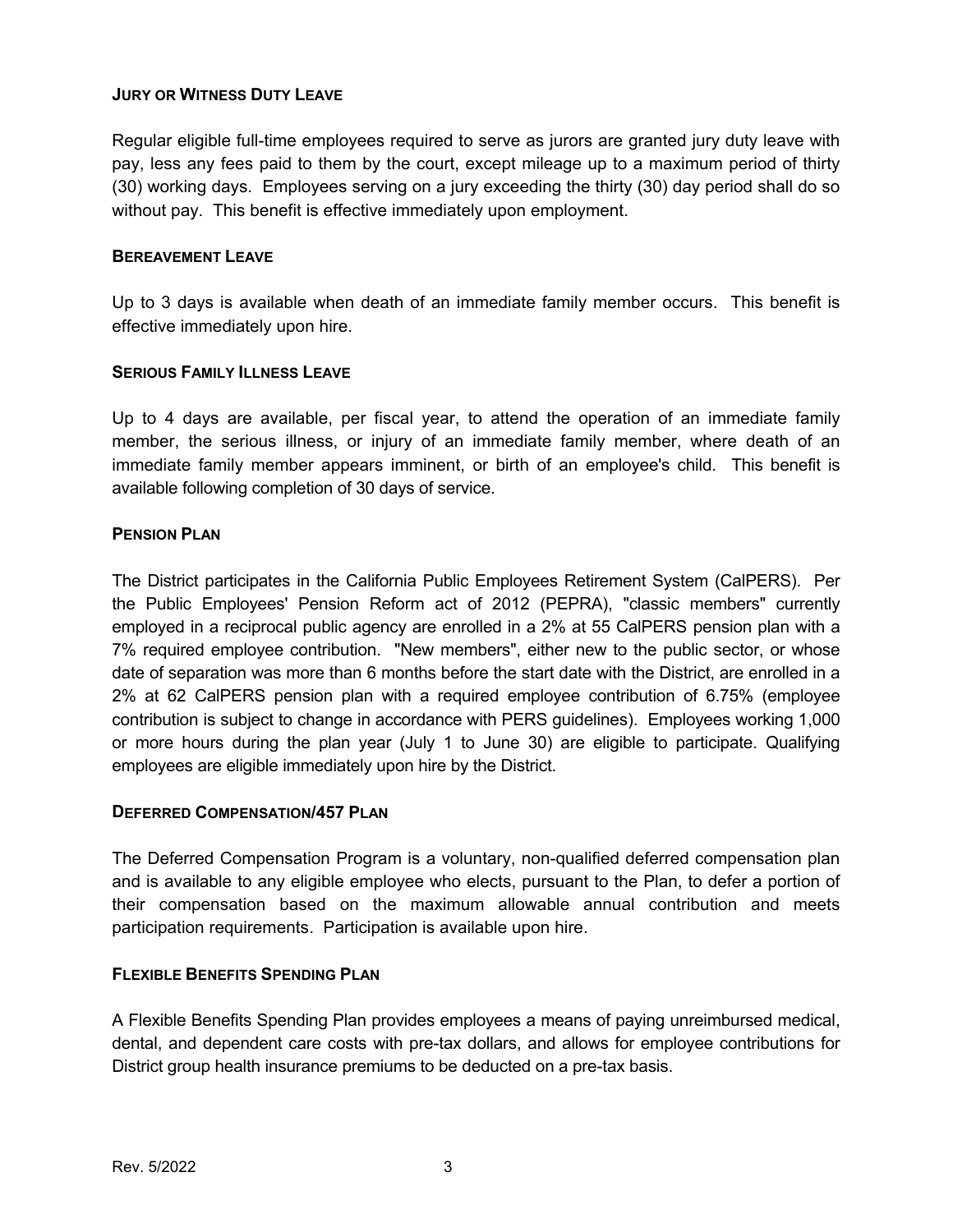### JURY OR WITNESS DUTY LEAVE

Regular eligible full-time employees required to serve as jurors are granted jury duty leave with pay, less any fees paid to them by the court, except mileage up to a maximum period of thirty (30) working days. Employees serving on a jury exceeding the thirty (30) day period shall do so without pay. This benefit is effective immediately upon employment.

### BEREAVEMENT LEAVE

Up to 3 days is available when death of an immediate family member occurs. This benefit is effective immediately upon hire.

### SERIOUS FAMILY ILLNESS LEAVE

Up to 4 days are available, per fiscal year, to attend the operation of an immediate family member, the serious illness, or injury of an immediate family member, where death of an immediate family member appears imminent, or birth of an employee's child. This benefit is available following completion of 30 days of service.

### PENSION PLAN

The District participates in the California Public Employees Retirement System (CalPERS). Per the Public Employees' Pension Reform act of 2012 (PEPRA), "classic members" currently employed in a reciprocal public agency are enrolled in a 2% at 55 CalPERS pension plan with a 7% required employee contribution. "New members", either new to the public sector, or whose date of separation was more than 6 months before the start date with the District, are enrolled in a 2% at 62 CalPERS pension plan with a required employee contribution of 6.75% (employee contribution is subject to change in accordance with PERS guidelines). Employees working 1,000 or more hours during the plan year (July 1 to June 30) are eligible to participate. Qualifying employees are eligible immediately upon hire by the District.

### DEFERRED COMPENSATION/457 PLAN

The Deferred Compensation Program is a voluntary, non-qualified deferred compensation plan and is available to any eligible employee who elects, pursuant to the Plan, to defer a portion of their compensation based on the maximum allowable annual contribution and meets participation requirements. Participation is available upon hire.

### FLEXIBLE BENEFITS SPENDING PLAN

A Flexible Benefits Spending Plan provides employees a means of paying unreimbursed medical, dental, and dependent care costs with pre-tax dollars, and allows for employee contributions for District group health insurance premiums to be deducted on a pre-tax basis.

Rev. 5/2022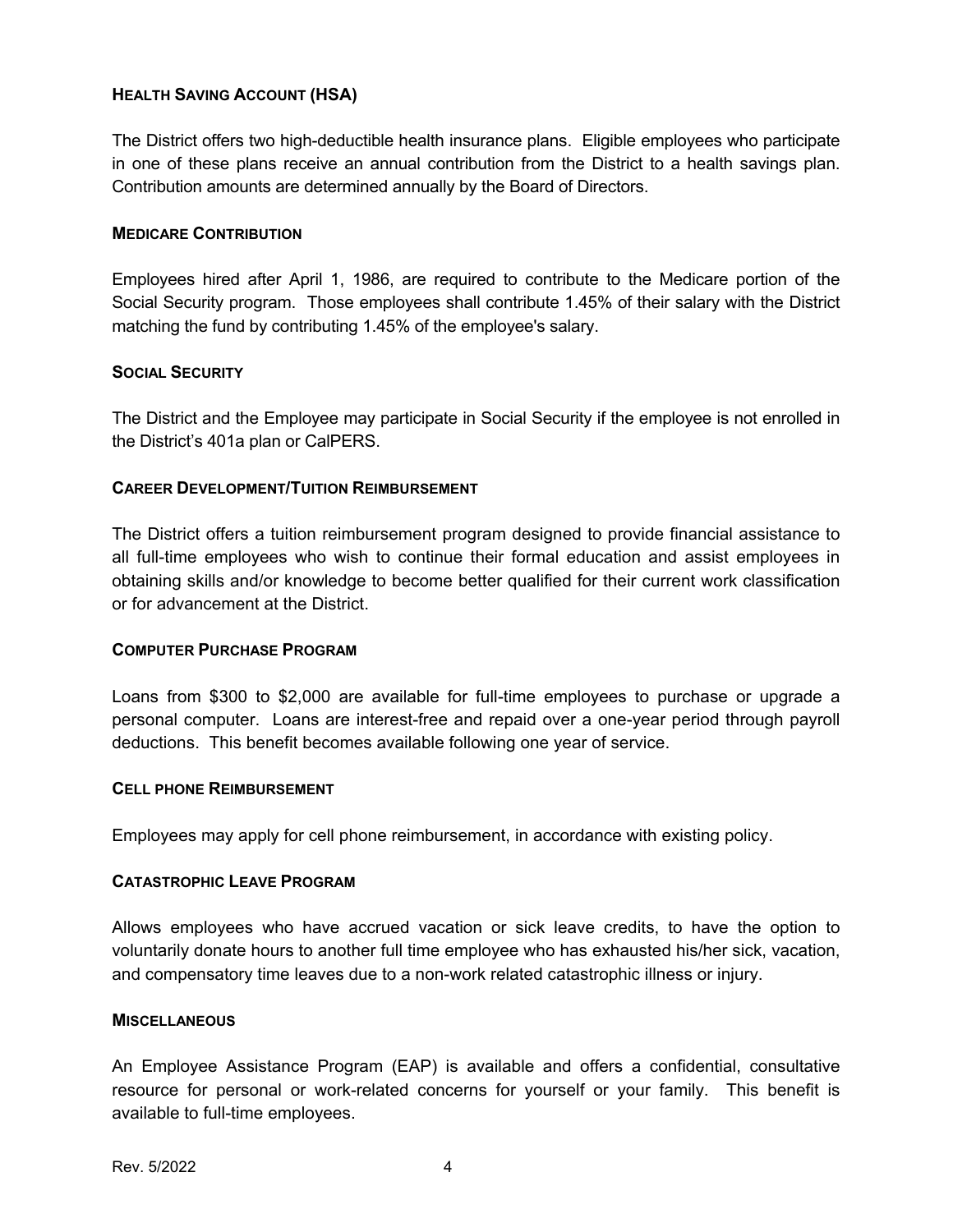### HEALTH SAVING ACCOUNT (HSA)

The District offers two high-deductible health insurance plans. Eligible employees who participate in one of these plans receive an annual contribution from the District to a health savings plan. Contribution amounts are determined annually by the Board of Directors.

### MEDICARE CONTRIBUTION

Employees hired after April 1, 1986, are required to contribute to the Medicare portion of the Social Security program. Those employees shall contribute 1.45% of their salary with the District matching the fund by contributing 1.45% of the employee's salary.

### SOCIAL SECURITY

The District and the Employee may participate in Social Security if the employee is not enrolled in the District's 401a plan or CalPERS.

### CAREER DEVELOPMENT/TUITION REIMBURSEMENT

The District offers a tuition reimbursement program designed to provide financial assistance to all full-time employees who wish to continue their formal education and assist employees in obtaining skills and/or knowledge to become better qualified for their current work classification or for advancement at the District.

### COMPUTER PURCHASE PROGRAM

Loans from $300 to $2,000 are available for full-time employees to purchase or upgrade a personal computer. Loans are interest-free and repaid over a one-year period through payroll deductions. This benefit becomes available following one year of service.

### CELL PHONE REIMBURSEMENT

Employees may apply for cell phone reimbursement, in accordance with existing policy.

### CATASTROPHIC LEAVE PROGRAM

Allows employees who have accrued vacation or sick leave credits, to have the option to voluntarily donate hours to another full time employee who has exhausted his/her sick, vacation, and compensatory time leaves due to a non-work related catastrophic illness or injury.

### MISCELLANEOUS

An Employee Assistance Program (EAP) is available and offers a confidential, consultative resource for personal or work-related concerns for yourself or your family. This benefit is available to full-time employees.

Rev. 5/2022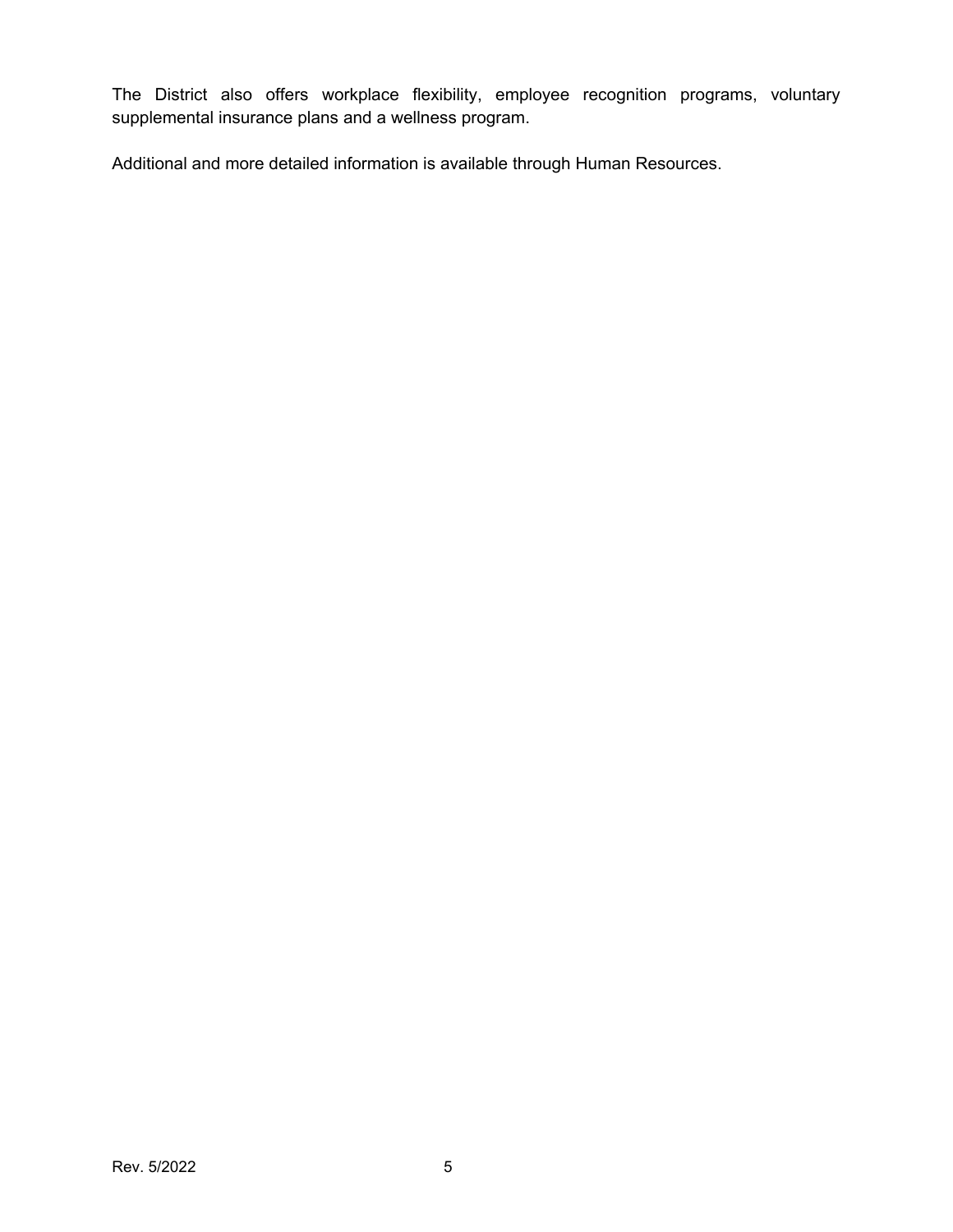The District also offers workplace flexibility, employee recognition programs, voluntary supplemental insurance plans and a wellness program.

Additional and more detailed information is available through Human Resources.